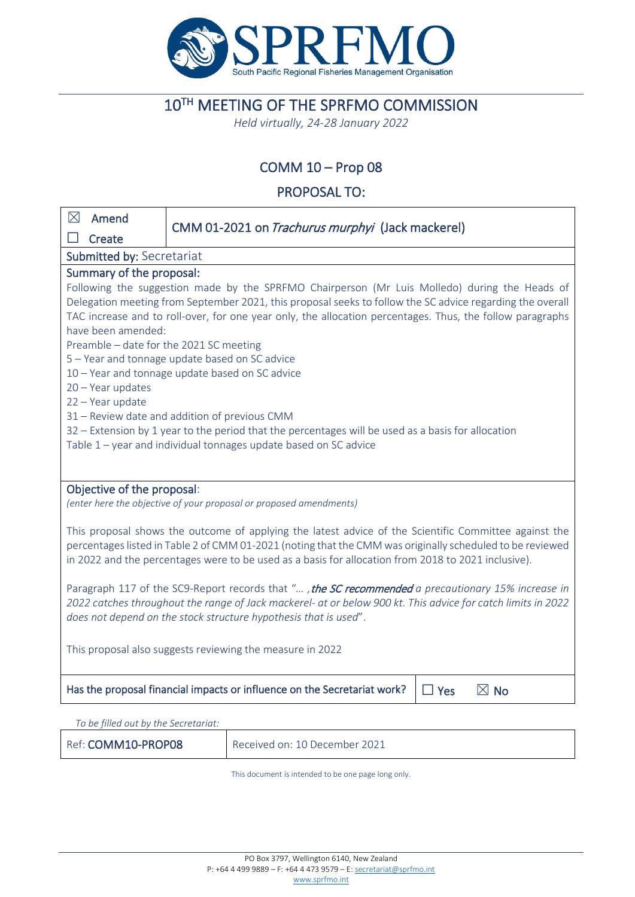# 10[TH] MEETING OF THE SPRFMO COMMISSION

*Held virtually, 24-28 January 2022*

## COMM 10 – Prop 08

## PROPOSAL TO:

| ☒ Amend<br>☐ Create | CMM 01-2021 on *Trachurus murphyi* (Jack mackerel) |
|---|---|

**Submitted by:** Secretariat

**Summary of the proposal:**

Following the suggestion made by the SPRFMO Chairperson (Mr Luis Molledo) during the Heads of Delegation meeting from September 2021, this proposal seeks to follow the SC advice regarding the overall TAC increase and to roll-over, for one year only, the allocation percentages. Thus, the follow paragraphs have been amended:

Preamble – date for the 2021 SC meeting
5 – Year and tonnage update based on SC advice
10 – Year and tonnage update based on SC advice
20 – Year updates
22 – Year update
31 – Review date and addition of previous CMM
32 – Extension by 1 year to the period that the percentages will be used as a basis for allocation
Table 1 – year and individual tonnages update based on SC advice

**Objective of the proposal**:

*(enter here the objective of your proposal or proposed amendments)*

This proposal shows the outcome of applying the latest advice of the Scientific Committee against the percentages listed in Table 2 of CMM 01-2021 (noting that the CMM was originally scheduled to be reviewed in 2022 and the percentages were to be used as a basis for allocation from 2018 to 2021 inclusive).

Paragraph 117 of the SC9-Report records that "*… , **the SC recommended** a precautionary 15% increase in 2022 catches throughout the range of Jack mackerel- at or below 900 kt. This advice for catch limits in 2022 does not depend on the stock structure hypothesis that is used*".

This proposal also suggests reviewing the measure in 2022

| **Has the proposal financial impacts or influence on the Secretariat work?** | ☐ Yes ☒ No |
|---|---|

*To be filled out by the Secretariat:*

| Ref: **COMM10-PROP08** | Received on: 10 December 2021 |
|---|---|

This document is intended to be one page long only.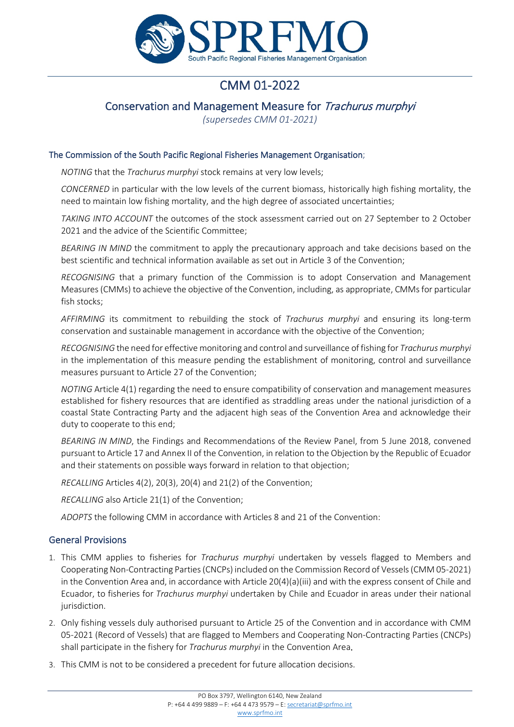# CMM 01-2022

## Conservation and Management Measure for *Trachurus murphyi*

*(supersedes CMM 01-2021)*

The Commission of the South Pacific Regional Fisheries Management Organisation;

*NOTING* that the *Trachurus murphyi* stock remains at very low levels;

*CONCERNED* in particular with the low levels of the current biomass, historically high fishing mortality, the need to maintain low fishing mortality, and the high degree of associated uncertainties;

*TAKING INTO ACCOUNT* the outcomes of the stock assessment carried out on 27 September to 2 October 2021 and the advice of the Scientific Committee;

*BEARING IN MIND* the commitment to apply the precautionary approach and take decisions based on the best scientific and technical information available as set out in Article 3 of the Convention;

*RECOGNISING* that a primary function of the Commission is to adopt Conservation and Management Measures (CMMs) to achieve the objective of the Convention, including, as appropriate, CMMs for particular fish stocks;

*AFFIRMING* its commitment to rebuilding the stock of *Trachurus murphyi* and ensuring its long-term conservation and sustainable management in accordance with the objective of the Convention;

*RECOGNISING* the need for effective monitoring and control and surveillance of fishing for *Trachurus murphyi* in the implementation of this measure pending the establishment of monitoring, control and surveillance measures pursuant to Article 27 of the Convention;

*NOTING* Article 4(1) regarding the need to ensure compatibility of conservation and management measures established for fishery resources that are identified as straddling areas under the national jurisdiction of a coastal State Contracting Party and the adjacent high seas of the Convention Area and acknowledge their duty to cooperate to this end;

*BEARING IN MIND*, the Findings and Recommendations of the Review Panel, from 5 June 2018, convened pursuant to Article 17 and Annex II of the Convention, in relation to the Objection by the Republic of Ecuador and their statements on possible ways forward in relation to that objection;

*RECALLING* Articles 4(2), 20(3), 20(4) and 21(2) of the Convention;

*RECALLING* also Article 21(1) of the Convention;

*ADOPTS* the following CMM in accordance with Articles 8 and 21 of the Convention:

### General Provisions

1. This CMM applies to fisheries for *Trachurus murphyi* undertaken by vessels flagged to Members and Cooperating Non-Contracting Parties (CNCPs) included on the Commission Record of Vessels (CMM 05-2021) in the Convention Area and, in accordance with Article 20(4)(a)(iii) and with the express consent of Chile and Ecuador, to fisheries for *Trachurus murphyi* undertaken by Chile and Ecuador in areas under their national jurisdiction.
2. Only fishing vessels duly authorised pursuant to Article 25 of the Convention and in accordance with CMM 05-2021 (Record of Vessels) that are flagged to Members and Cooperating Non-Contracting Parties (CNCPs) shall participate in the fishery for *Trachurus murphyi* in the Convention Area.
3. This CMM is not to be considered a precedent for future allocation decisions.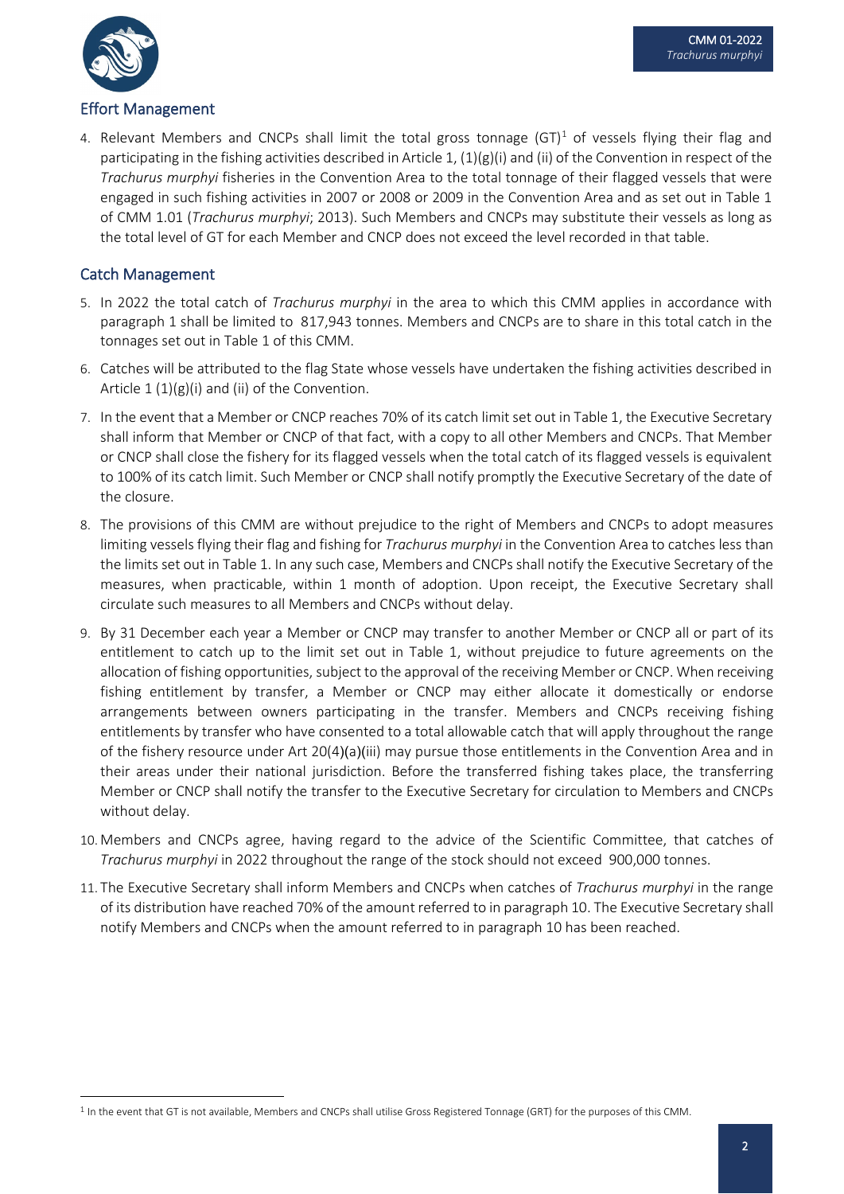## Effort Management

4. Relevant Members and CNCPs shall limit the total gross tonnage (GT)[1] of vessels flying their flag and participating in the fishing activities described in Article 1, (1)(g)(i) and (ii) of the Convention in respect of the *Trachurus murphyi* fisheries in the Convention Area to the total tonnage of their flagged vessels that were engaged in such fishing activities in 2007 or 2008 or 2009 in the Convention Area and as set out in Table 1 of CMM 1.01 (*Trachurus murphyi*; 2013). Such Members and CNCPs may substitute their vessels as long as the total level of GT for each Member and CNCP does not exceed the level recorded in that table.

## Catch Management

5. In 2022 the total catch of *Trachurus murphyi* in the area to which this CMM applies in accordance with paragraph 1 shall be limited to 817,943 tonnes. Members and CNCPs are to share in this total catch in the tonnages set out in Table 1 of this CMM.
6. Catches will be attributed to the flag State whose vessels have undertaken the fishing activities described in Article 1 (1)(g)(i) and (ii) of the Convention.
7. In the event that a Member or CNCP reaches 70% of its catch limit set out in Table 1, the Executive Secretary shall inform that Member or CNCP of that fact, with a copy to all other Members and CNCPs. That Member or CNCP shall close the fishery for its flagged vessels when the total catch of its flagged vessels is equivalent to 100% of its catch limit. Such Member or CNCP shall notify promptly the Executive Secretary of the date of the closure.
8. The provisions of this CMM are without prejudice to the right of Members and CNCPs to adopt measures limiting vessels flying their flag and fishing for *Trachurus murphyi* in the Convention Area to catches less than the limits set out in Table 1. In any such case, Members and CNCPs shall notify the Executive Secretary of the measures, when practicable, within 1 month of adoption. Upon receipt, the Executive Secretary shall circulate such measures to all Members and CNCPs without delay.
9. By 31 December each year a Member or CNCP may transfer to another Member or CNCP all or part of its entitlement to catch up to the limit set out in Table 1, without prejudice to future agreements on the allocation of fishing opportunities, subject to the approval of the receiving Member or CNCP. When receiving fishing entitlement by transfer, a Member or CNCP may either allocate it domestically or endorse arrangements between owners participating in the transfer. Members and CNCPs receiving fishing entitlements by transfer who have consented to a total allowable catch that will apply throughout the range of the fishery resource under Art 20(4)(a)(iii) may pursue those entitlements in the Convention Area and in their areas under their national jurisdiction. Before the transferred fishing takes place, the transferring Member or CNCP shall notify the transfer to the Executive Secretary for circulation to Members and CNCPs without delay.
10. Members and CNCPs agree, having regard to the advice of the Scientific Committee, that catches of *Trachurus murphyi* in 2022 throughout the range of the stock should not exceed 900,000 tonnes.
11. The Executive Secretary shall inform Members and CNCPs when catches of *Trachurus murphyi* in the range of its distribution have reached 70% of the amount referred to in paragraph 10. The Executive Secretary shall notify Members and CNCPs when the amount referred to in paragraph 10 has been reached.

[1] In the event that GT is not available, Members and CNCPs shall utilise Gross Registered Tonnage (GRT) for the purposes of this CMM.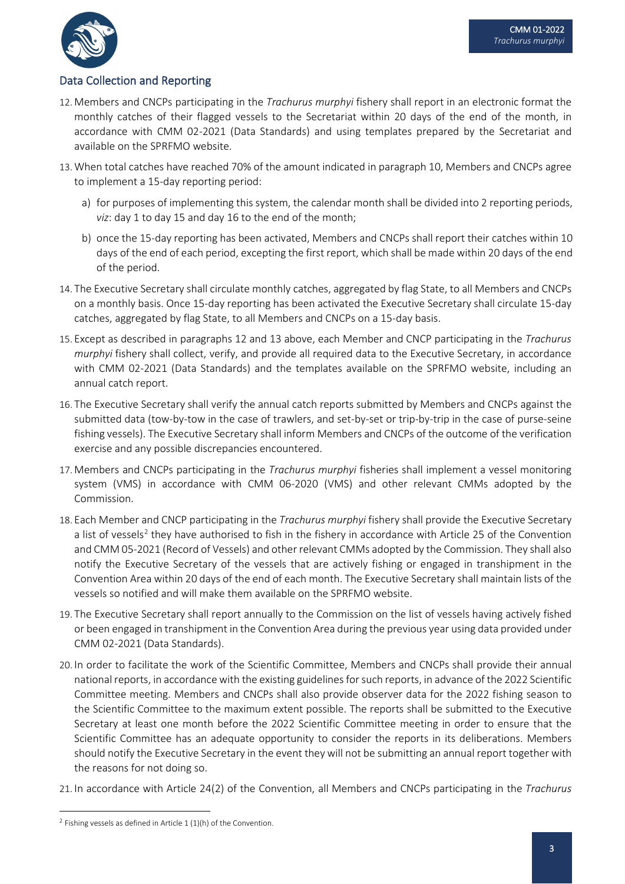## Data Collection and Reporting

12. Members and CNCPs participating in the *Trachurus murphyi* fishery shall report in an electronic format the monthly catches of their flagged vessels to the Secretariat within 20 days of the end of the month, in accordance with CMM 02-2021 (Data Standards) and using templates prepared by the Secretariat and available on the SPRFMO website.

13. When total catches have reached 70% of the amount indicated in paragraph 10, Members and CNCPs agree to implement a 15-day reporting period:

    a) for purposes of implementing this system, the calendar month shall be divided into 2 reporting periods, *viz*: day 1 to day 15 and day 16 to the end of the month;

    b) once the 15-day reporting has been activated, Members and CNCPs shall report their catches within 10 days of the end of each period, excepting the first report, which shall be made within 20 days of the end of the period.

14. The Executive Secretary shall circulate monthly catches, aggregated by flag State, to all Members and CNCPs on a monthly basis. Once 15-day reporting has been activated the Executive Secretary shall circulate 15-day catches, aggregated by flag State, to all Members and CNCPs on a 15-day basis.

15. Except as described in paragraphs 12 and 13 above, each Member and CNCP participating in the *Trachurus murphyi* fishery shall collect, verify, and provide all required data to the Executive Secretary, in accordance with CMM 02-2021 (Data Standards) and the templates available on the SPRFMO website, including an annual catch report.

16. The Executive Secretary shall verify the annual catch reports submitted by Members and CNCPs against the submitted data (tow-by-tow in the case of trawlers, and set-by-set or trip-by-trip in the case of purse-seine fishing vessels). The Executive Secretary shall inform Members and CNCPs of the outcome of the verification exercise and any possible discrepancies encountered.

17. Members and CNCPs participating in the *Trachurus murphyi* fisheries shall implement a vessel monitoring system (VMS) in accordance with CMM 06-2020 (VMS) and other relevant CMMs adopted by the Commission.

18. Each Member and CNCP participating in the *Trachurus murphyi* fishery shall provide the Executive Secretary a list of vessels[2] they have authorised to fish in the fishery in accordance with Article 25 of the Convention and CMM 05-2021 (Record of Vessels) and other relevant CMMs adopted by the Commission. They shall also notify the Executive Secretary of the vessels that are actively fishing or engaged in transhipment in the Convention Area within 20 days of the end of each month. The Executive Secretary shall maintain lists of the vessels so notified and will make them available on the SPRFMO website.

19. The Executive Secretary shall report annually to the Commission on the list of vessels having actively fished or been engaged in transhipment in the Convention Area during the previous year using data provided under CMM 02-2021 (Data Standards).

20. In order to facilitate the work of the Scientific Committee, Members and CNCPs shall provide their annual national reports, in accordance with the existing guidelines for such reports, in advance of the 2022 Scientific Committee meeting. Members and CNCPs shall also provide observer data for the 2022 fishing season to the Scientific Committee to the maximum extent possible. The reports shall be submitted to the Executive Secretary at least one month before the 2022 Scientific Committee meeting in order to ensure that the Scientific Committee has an adequate opportunity to consider the reports in its deliberations. Members should notify the Executive Secretary in the event they will not be submitting an annual report together with the reasons for not doing so.

21. In accordance with Article 24(2) of the Convention, all Members and CNCPs participating in the *Trachurus*

---

[2] Fishing vessels as defined in Article 1 (1)(h) of the Convention.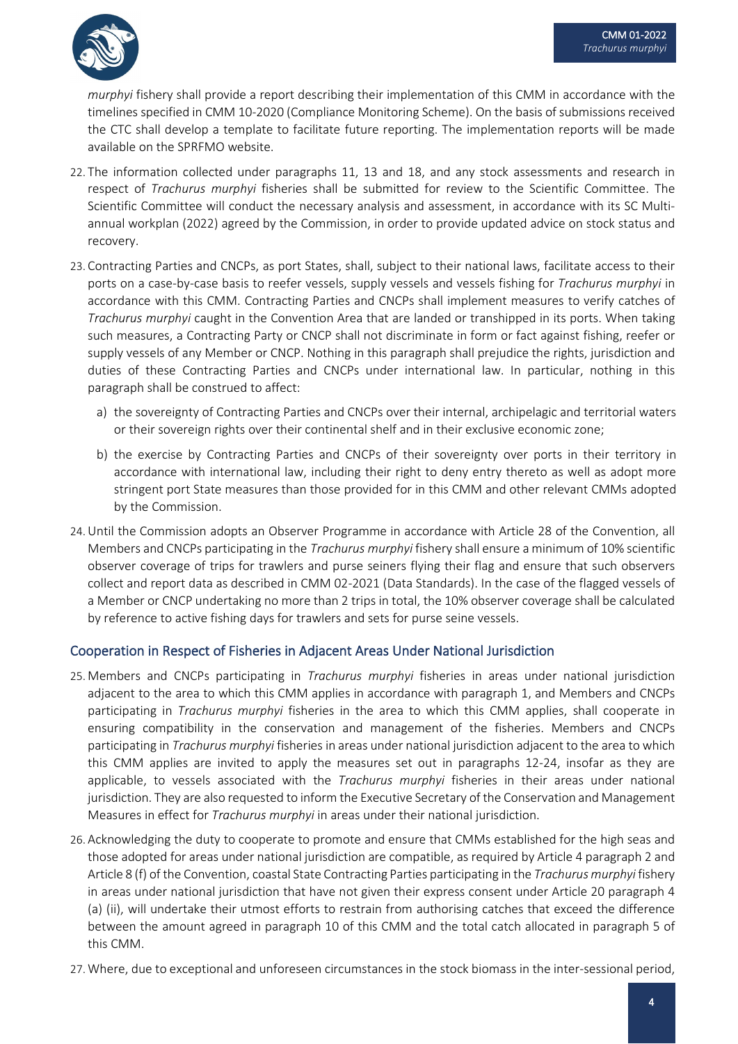*murphyi* fishery shall provide a report describing their implementation of this CMM in accordance with the timelines specified in CMM 10-2020 (Compliance Monitoring Scheme). On the basis of submissions received the CTC shall develop a template to facilitate future reporting. The implementation reports will be made available on the SPRFMO website.

22. The information collected under paragraphs 11, 13 and 18, and any stock assessments and research in respect of *Trachurus murphyi* fisheries shall be submitted for review to the Scientific Committee. The Scientific Committee will conduct the necessary analysis and assessment, in accordance with its SC Multi-annual workplan (2022) agreed by the Commission, in order to provide updated advice on stock status and recovery.

23. Contracting Parties and CNCPs, as port States, shall, subject to their national laws, facilitate access to their ports on a case-by-case basis to reefer vessels, supply vessels and vessels fishing for *Trachurus murphyi* in accordance with this CMM. Contracting Parties and CNCPs shall implement measures to verify catches of *Trachurus murphyi* caught in the Convention Area that are landed or transhipped in its ports. When taking such measures, a Contracting Party or CNCP shall not discriminate in form or fact against fishing, reefer or supply vessels of any Member or CNCP. Nothing in this paragraph shall prejudice the rights, jurisdiction and duties of these Contracting Parties and CNCPs under international law. In particular, nothing in this paragraph shall be construed to affect:

    a) the sovereignty of Contracting Parties and CNCPs over their internal, archipelagic and territorial waters or their sovereign rights over their continental shelf and in their exclusive economic zone;

    b) the exercise by Contracting Parties and CNCPs of their sovereignty over ports in their territory in accordance with international law, including their right to deny entry thereto as well as adopt more stringent port State measures than those provided for in this CMM and other relevant CMMs adopted by the Commission.

24. Until the Commission adopts an Observer Programme in accordance with Article 28 of the Convention, all Members and CNCPs participating in the *Trachurus murphyi* fishery shall ensure a minimum of 10% scientific observer coverage of trips for trawlers and purse seiners flying their flag and ensure that such observers collect and report data as described in CMM 02-2021 (Data Standards). In the case of the flagged vessels of a Member or CNCP undertaking no more than 2 trips in total, the 10% observer coverage shall be calculated by reference to active fishing days for trawlers and sets for purse seine vessels.

## Cooperation in Respect of Fisheries in Adjacent Areas Under National Jurisdiction

25. Members and CNCPs participating in *Trachurus murphyi* fisheries in areas under national jurisdiction adjacent to the area to which this CMM applies in accordance with paragraph 1, and Members and CNCPs participating in *Trachurus murphyi* fisheries in the area to which this CMM applies, shall cooperate in ensuring compatibility in the conservation and management of the fisheries. Members and CNCPs participating in *Trachurus murphyi* fisheries in areas under national jurisdiction adjacent to the area to which this CMM applies are invited to apply the measures set out in paragraphs 12-24, insofar as they are applicable, to vessels associated with the *Trachurus murphyi* fisheries in their areas under national jurisdiction. They are also requested to inform the Executive Secretary of the Conservation and Management Measures in effect for *Trachurus murphyi* in areas under their national jurisdiction.

26. Acknowledging the duty to cooperate to promote and ensure that CMMs established for the high seas and those adopted for areas under national jurisdiction are compatible, as required by Article 4 paragraph 2 and Article 8 (f) of the Convention, coastal State Contracting Parties participating in the *Trachurus murphyi* fishery in areas under national jurisdiction that have not given their express consent under Article 20 paragraph 4 (a) (ii), will undertake their utmost efforts to restrain from authorising catches that exceed the difference between the amount agreed in paragraph 10 of this CMM and the total catch allocated in paragraph 5 of this CMM.

27. Where, due to exceptional and unforeseen circumstances in the stock biomass in the inter-sessional period,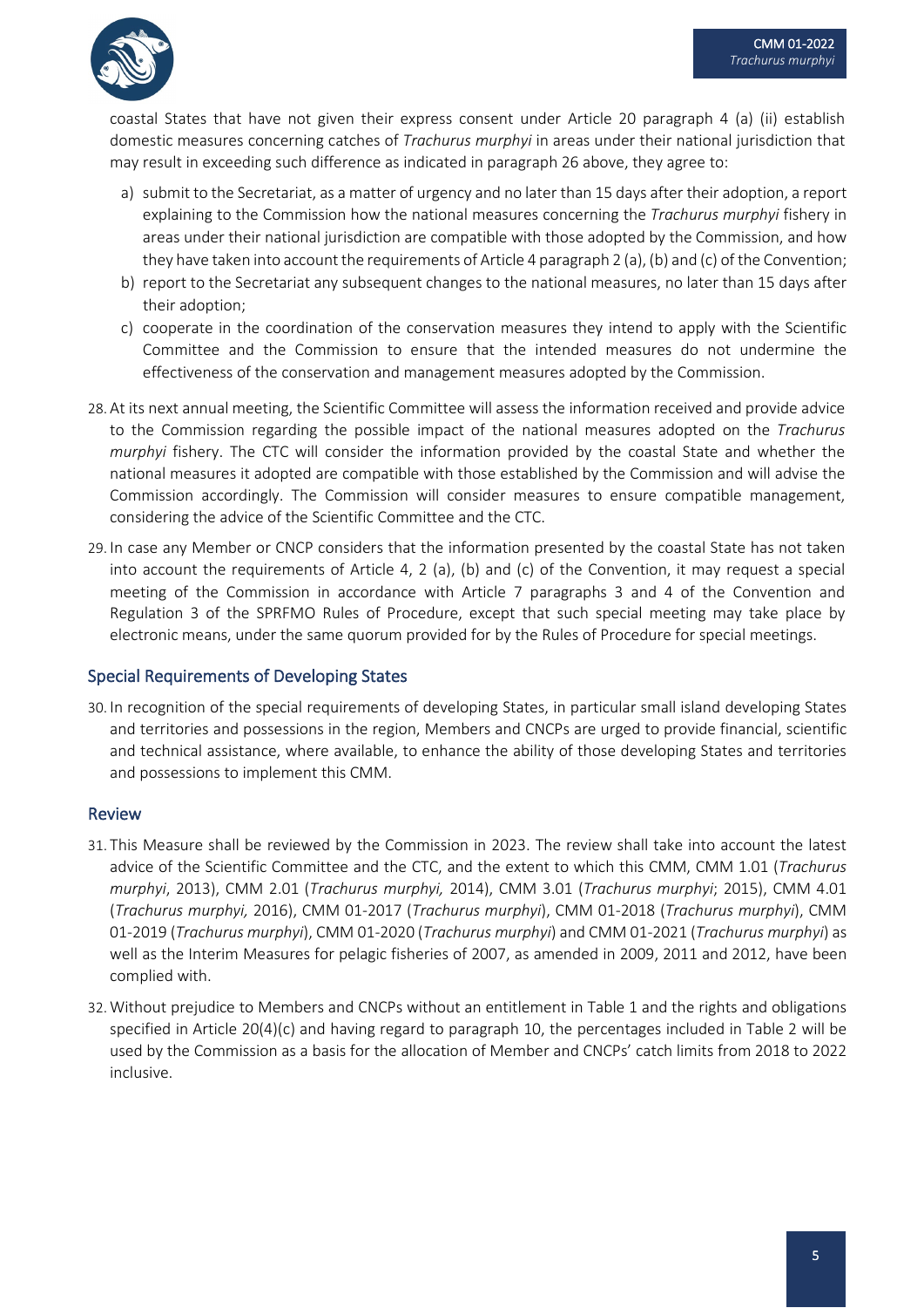coastal States that have not given their express consent under Article 20 paragraph 4 (a) (ii) establish domestic measures concerning catches of *Trachurus murphyi* in areas under their national jurisdiction that may result in exceeding such difference as indicated in paragraph 26 above, they agree to:

a) submit to the Secretariat, as a matter of urgency and no later than 15 days after their adoption, a report explaining to the Commission how the national measures concerning the *Trachurus murphyi* fishery in areas under their national jurisdiction are compatible with those adopted by the Commission, and how they have taken into account the requirements of Article 4 paragraph 2 (a), (b) and (c) of the Convention;
b) report to the Secretariat any subsequent changes to the national measures, no later than 15 days after their adoption;
c) cooperate in the coordination of the conservation measures they intend to apply with the Scientific Committee and the Commission to ensure that the intended measures do not undermine the effectiveness of the conservation and management measures adopted by the Commission.

28. At its next annual meeting, the Scientific Committee will assess the information received and provide advice to the Commission regarding the possible impact of the national measures adopted on the *Trachurus murphyi* fishery. The CTC will consider the information provided by the coastal State and whether the national measures it adopted are compatible with those established by the Commission and will advise the Commission accordingly. The Commission will consider measures to ensure compatible management, considering the advice of the Scientific Committee and the CTC.

29. In case any Member or CNCP considers that the information presented by the coastal State has not taken into account the requirements of Article 4, 2 (a), (b) and (c) of the Convention, it may request a special meeting of the Commission in accordance with Article 7 paragraphs 3 and 4 of the Convention and Regulation 3 of the SPRFMO Rules of Procedure, except that such special meeting may take place by electronic means, under the same quorum provided for by the Rules of Procedure for special meetings.

## Special Requirements of Developing States

30. In recognition of the special requirements of developing States, in particular small island developing States and territories and possessions in the region, Members and CNCPs are urged to provide financial, scientific and technical assistance, where available, to enhance the ability of those developing States and territories and possessions to implement this CMM.

## Review

31. This Measure shall be reviewed by the Commission in 2023. The review shall take into account the latest advice of the Scientific Committee and the CTC, and the extent to which this CMM, CMM 1.01 (*Trachurus murphyi*, 2013), CMM 2.01 (*Trachurus murphyi,* 2014), CMM 3.01 (*Trachurus murphyi*; 2015), CMM 4.01 (*Trachurus murphyi,* 2016), CMM 01-2017 (*Trachurus murphyi*), CMM 01-2018 (*Trachurus murphyi*), CMM 01-2019 (*Trachurus murphyi*), CMM 01-2020 (*Trachurus murphyi*) and CMM 01-2021 (*Trachurus murphyi*) as well as the Interim Measures for pelagic fisheries of 2007, as amended in 2009, 2011 and 2012, have been complied with.

32. Without prejudice to Members and CNCPs without an entitlement in Table 1 and the rights and obligations specified in Article 20(4)(c) and having regard to paragraph 10, the percentages included in Table 2 will be used by the Commission as a basis for the allocation of Member and CNCPs' catch limits from 2018 to 2022 inclusive.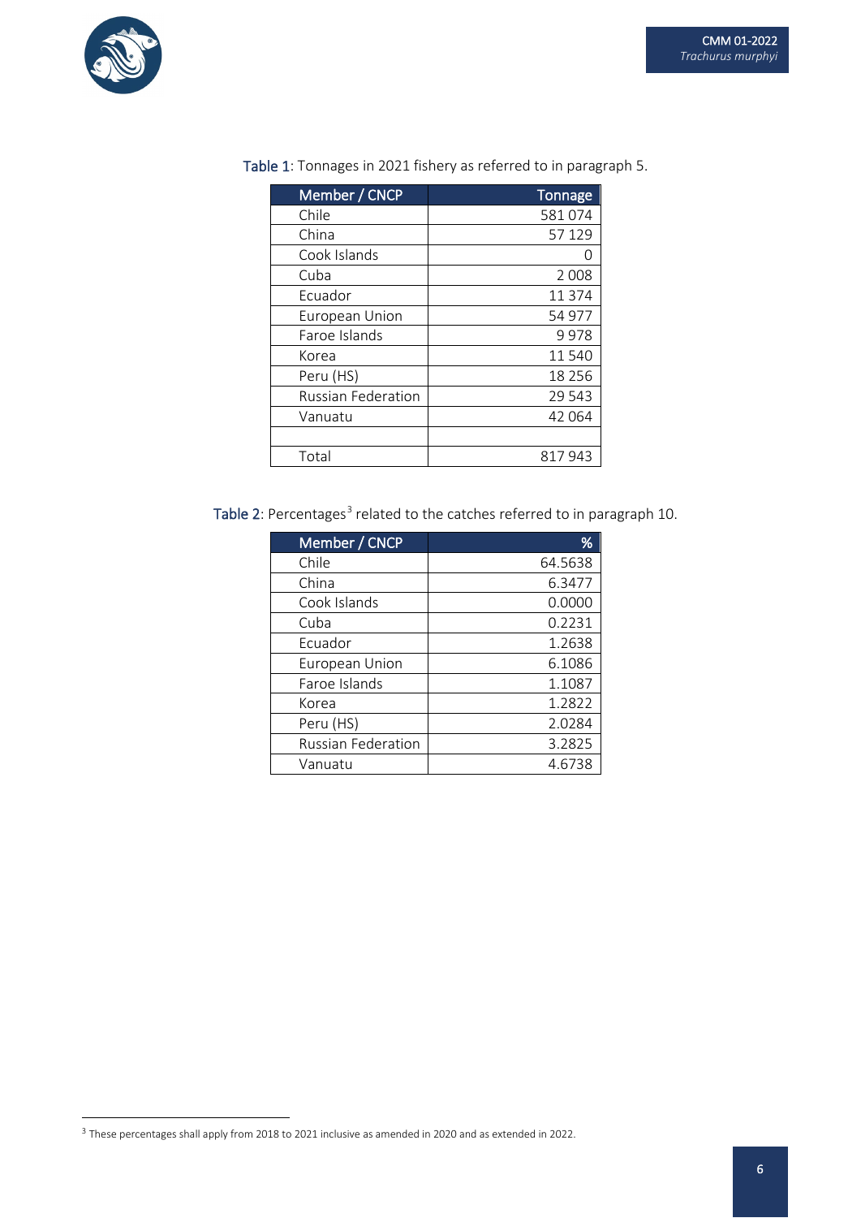Table 1: Tonnages in 2021 fishery as referred to in paragraph 5.

| Member / CNCP | Tonnage |
|---|---|
| Chile | 581 074 |
| China | 57 129 |
| Cook Islands | 0 |
| Cuba | 2 008 |
| Ecuador | 11 374 |
| European Union | 54 977 |
| Faroe Islands | 9 978 |
| Korea | 11 540 |
| Peru (HS) | 18 256 |
| Russian Federation | 29 543 |
| Vanuatu | 42 064 |
| | |
| Total | 817 943 |

Table 2: Percentages[3] related to the catches referred to in paragraph 10.

| Member / CNCP | % |
|---|---|
| Chile | 64.5638 |
| China | 6.3477 |
| Cook Islands | 0.0000 |
| Cuba | 0.2231 |
| Ecuador | 1.2638 |
| European Union | 6.1086 |
| Faroe Islands | 1.1087 |
| Korea | 1.2822 |
| Peru (HS) | 2.0284 |
| Russian Federation | 3.2825 |
| Vanuatu | 4.6738 |

[3] These percentages shall apply from 2018 to 2021 inclusive as amended in 2020 and as extended in 2022.